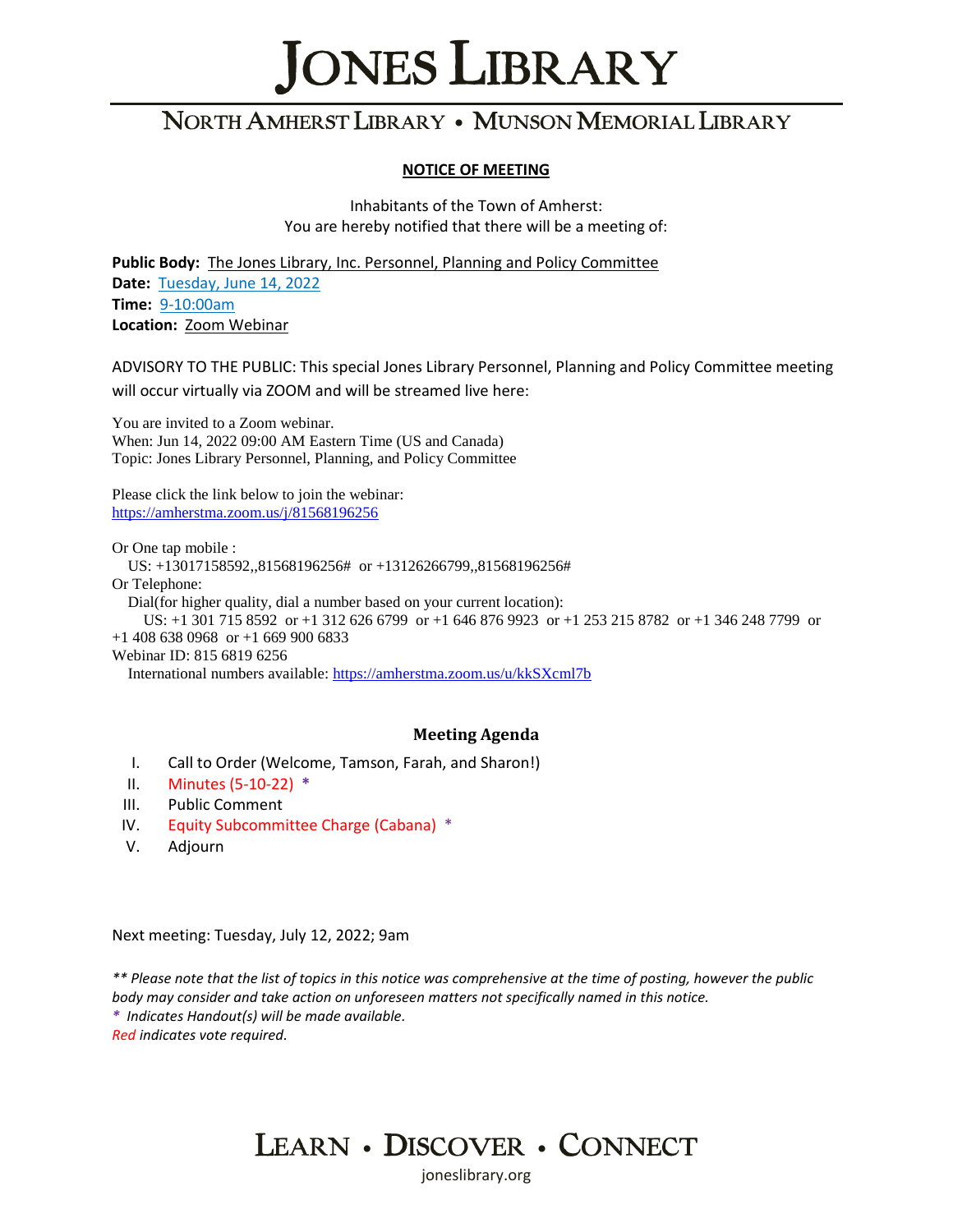# JONES LIBRARY

## NORTH AMHERST LIBRARY • MUNSON MEMORIAL LIBRARY

**NOTICE OF MEETING**

Inhabitants of the Town of Amherst:
You are hereby notified that there will be a meeting of:

**Public Body:** The Jones Library, Inc. Personnel, Planning and Policy Committee
**Date:** Tuesday, June 14, 2022
**Time:** 9-10:00am
**Location:** Zoom Webinar

ADVISORY TO THE PUBLIC: This special Jones Library Personnel, Planning and Policy Committee meeting will occur virtually via ZOOM and will be streamed live here:

You are invited to a Zoom webinar.
When: Jun 14, 2022 09:00 AM Eastern Time (US and Canada)
Topic: Jones Library Personnel, Planning, and Policy Committee

Please click the link below to join the webinar:
https://amherstma.zoom.us/j/81568196256

Or One tap mobile :
US: +13017158592,,81568196256# or +13126266799,,81568196256#
Or Telephone:
Dial(for higher quality, dial a number based on your current location):
US: +1 301 715 8592 or +1 312 626 6799 or +1 646 876 9923 or +1 253 215 8782 or +1 346 248 7799 or +1 408 638 0968 or +1 669 900 6833
Webinar ID: 815 6819 6256
International numbers available: https://amherstma.zoom.us/u/kkSXcml7b

### Meeting Agenda

I. Call to Order (Welcome, Tamson, Farah, and Sharon!)
II. Minutes (5-10-22) *
III. Public Comment
IV. Equity Subcommittee Charge (Cabana) *
V. Adjourn

Next meeting: Tuesday, July 12, 2022; 9am

*\*\* Please note that the list of topics in this notice was comprehensive at the time of posting, however the public body may consider and take action on unforeseen matters not specifically named in this notice.*
*\* Indicates Handout(s) will be made available.*
*Red indicates vote required.*

LEARN • DISCOVER • CONNECT

joneslibrary.org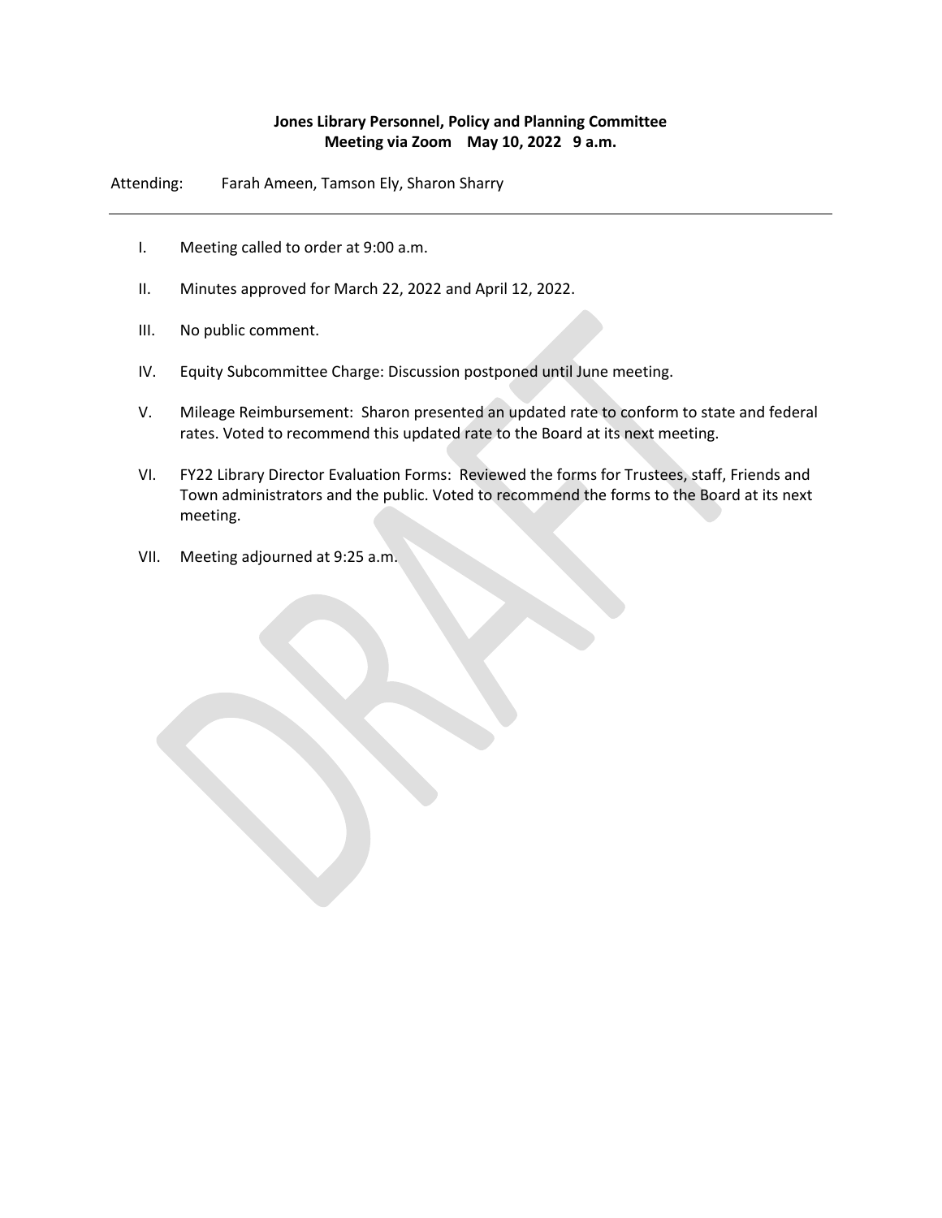**Jones Library Personnel, Policy and Planning Committee**
**Meeting via Zoom May 10, 2022 9 a.m.**

Attending: Farah Ameen, Tamson Ely, Sharon Sharry

---

I. Meeting called to order at 9:00 a.m.

II. Minutes approved for March 22, 2022 and April 12, 2022.

III. No public comment.

IV. Equity Subcommittee Charge: Discussion postponed until June meeting.

V. Mileage Reimbursement: Sharon presented an updated rate to conform to state and federal rates. Voted to recommend this updated rate to the Board at its next meeting.

VI. FY22 Library Director Evaluation Forms: Reviewed the forms for Trustees, staff, Friends and Town administrators and the public. Voted to recommend the forms to the Board at its next meeting.

VII. Meeting adjourned at 9:25 a.m.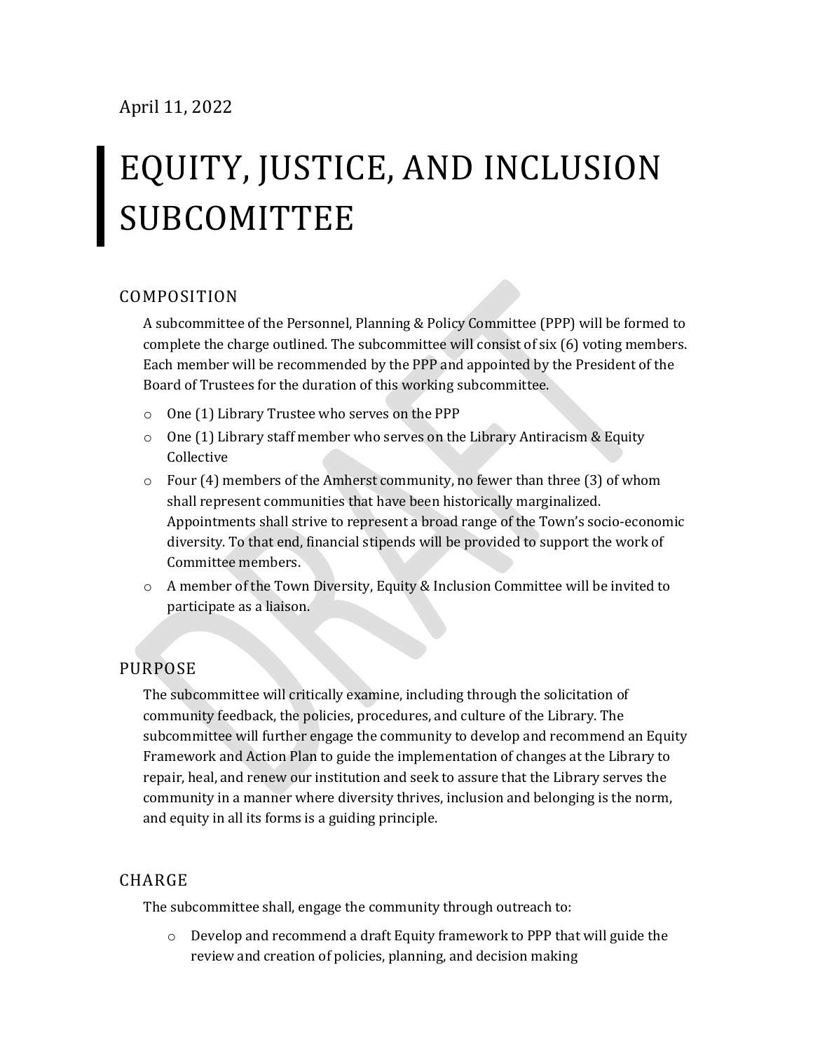April 11, 2022

# EQUITY, JUSTICE, AND INCLUSION SUBCOMITTEE

## COMPOSITION

A subcommittee of the Personnel, Planning & Policy Committee (PPP) will be formed to complete the charge outlined. The subcommittee will consist of six (6) voting members. Each member will be recommended by the PPP and appointed by the President of the Board of Trustees for the duration of this working subcommittee.

- One (1) Library Trustee who serves on the PPP
- One (1) Library staff member who serves on the Library Antiracism & Equity Collective
- Four (4) members of the Amherst community, no fewer than three (3) of whom shall represent communities that have been historically marginalized. Appointments shall strive to represent a broad range of the Town's socio-economic diversity. To that end, financial stipends will be provided to support the work of Committee members.
- A member of the Town Diversity, Equity & Inclusion Committee will be invited to participate as a liaison.

## PURPOSE

The subcommittee will critically examine, including through the solicitation of community feedback, the policies, procedures, and culture of the Library. The subcommittee will further engage the community to develop and recommend an Equity Framework and Action Plan to guide the implementation of changes at the Library to repair, heal, and renew our institution and seek to assure that the Library serves the community in a manner where diversity thrives, inclusion and belonging is the norm, and equity in all its forms is a guiding principle.

## CHARGE

The subcommittee shall, engage the community through outreach to:

- Develop and recommend a draft Equity framework to PPP that will guide the review and creation of policies, planning, and decision making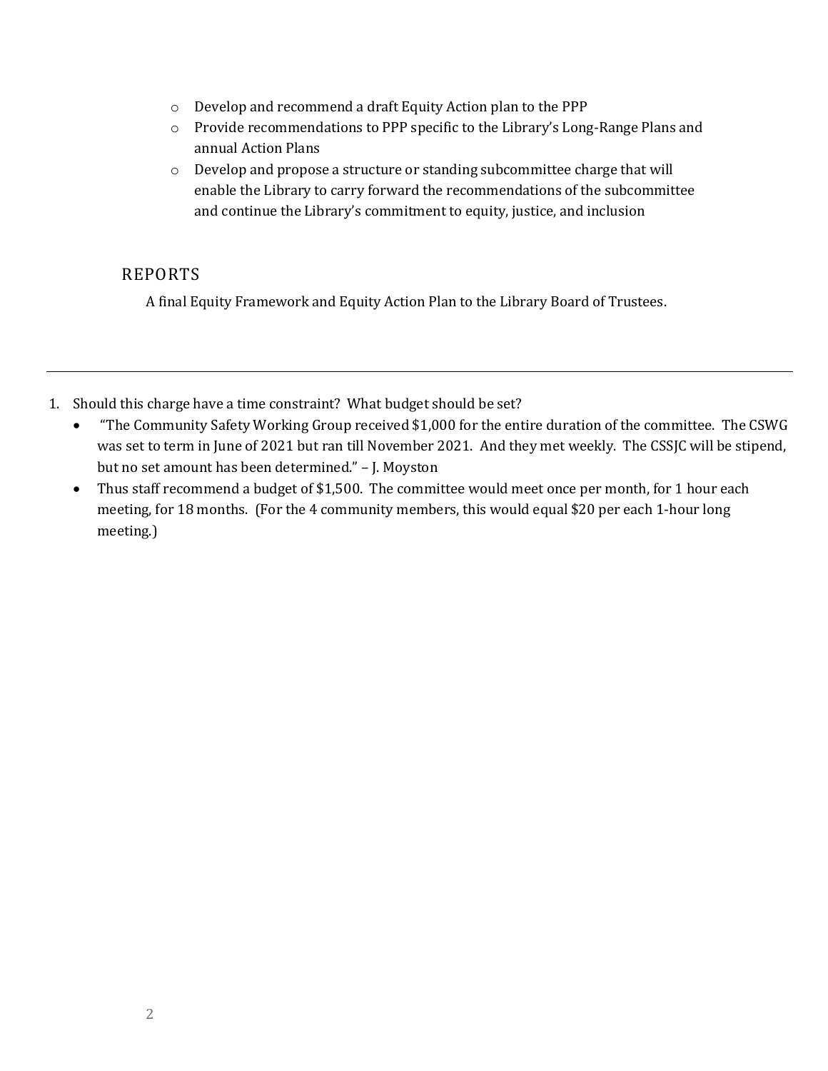- Develop and recommend a draft Equity Action plan to the PPP
- Provide recommendations to PPP specific to the Library's Long-Range Plans and annual Action Plans
- Develop and propose a structure or standing subcommittee charge that will enable the Library to carry forward the recommendations of the subcommittee and continue the Library's commitment to equity, justice, and inclusion

## REPORTS

A final Equity Framework and Equity Action Plan to the Library Board of Trustees.

---

1. Should this charge have a time constraint? What budget should be set?
   - "The Community Safety Working Group received $1,000 for the entire duration of the committee. The CSWG was set to term in June of 2021 but ran till November 2021. And they met weekly. The CSSJC will be stipend, but no set amount has been determined." – J. Moyston
   - Thus staff recommend a budget of $1,500. The committee would meet once per month, for 1 hour each meeting, for 18 months. (For the 4 community members, this would equal $20 per each 1-hour long meeting.)